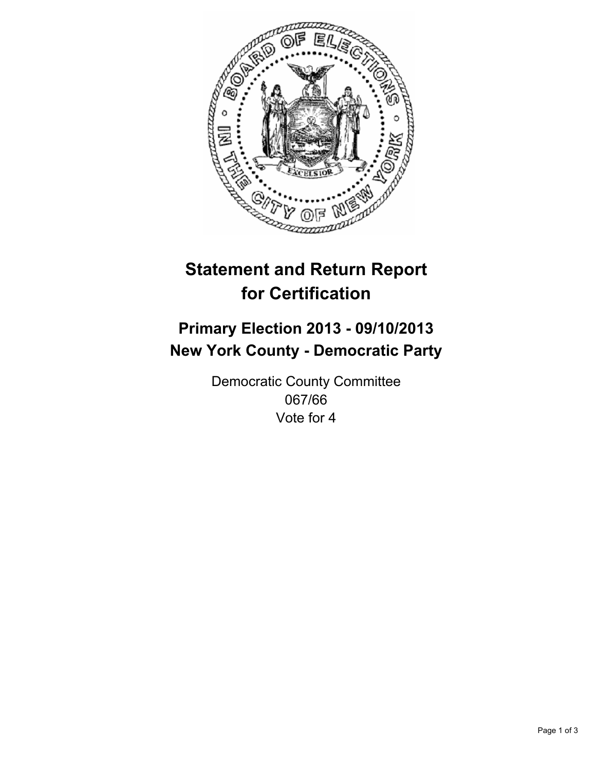# Statement and Return Report for Certification

## Primary Election 2013 - 09/10/2013
## New York County - Democratic Party

Democratic County Committee
067/66
Vote for 4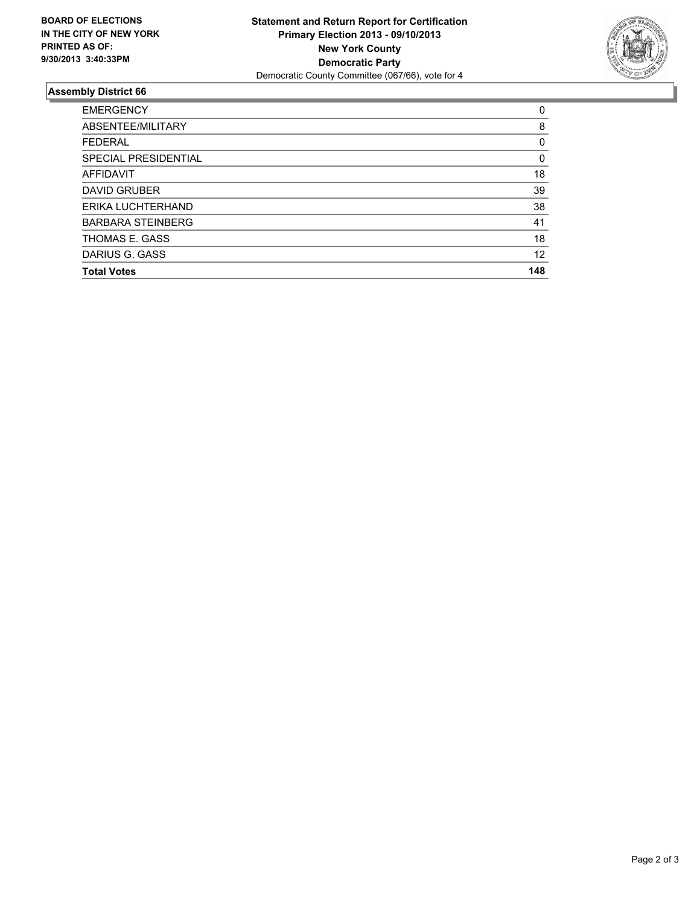**BOARD OF ELECTIONS IN THE CITY OF NEW YORK PRINTED AS OF: 9/30/2013 3:40:33PM**

**Statement and Return Report for Certification**
**Primary Election 2013 - 09/10/2013**
**New York County**
**Democratic Party**
Democratic County Committee (067/66), vote for 4

### Assembly District 66

| | |
|---|---|
| EMERGENCY | 0 |
| ABSENTEE/MILITARY | 8 |
| FEDERAL | 0 |
| SPECIAL PRESIDENTIAL | 0 |
| AFFIDAVIT | 18 |
| DAVID GRUBER | 39 |
| ERIKA LUCHTERHAND | 38 |
| BARBARA STEINBERG | 41 |
| THOMAS E. GASS | 18 |
| DARIUS G. GASS | 12 |
| **Total Votes** | **148** |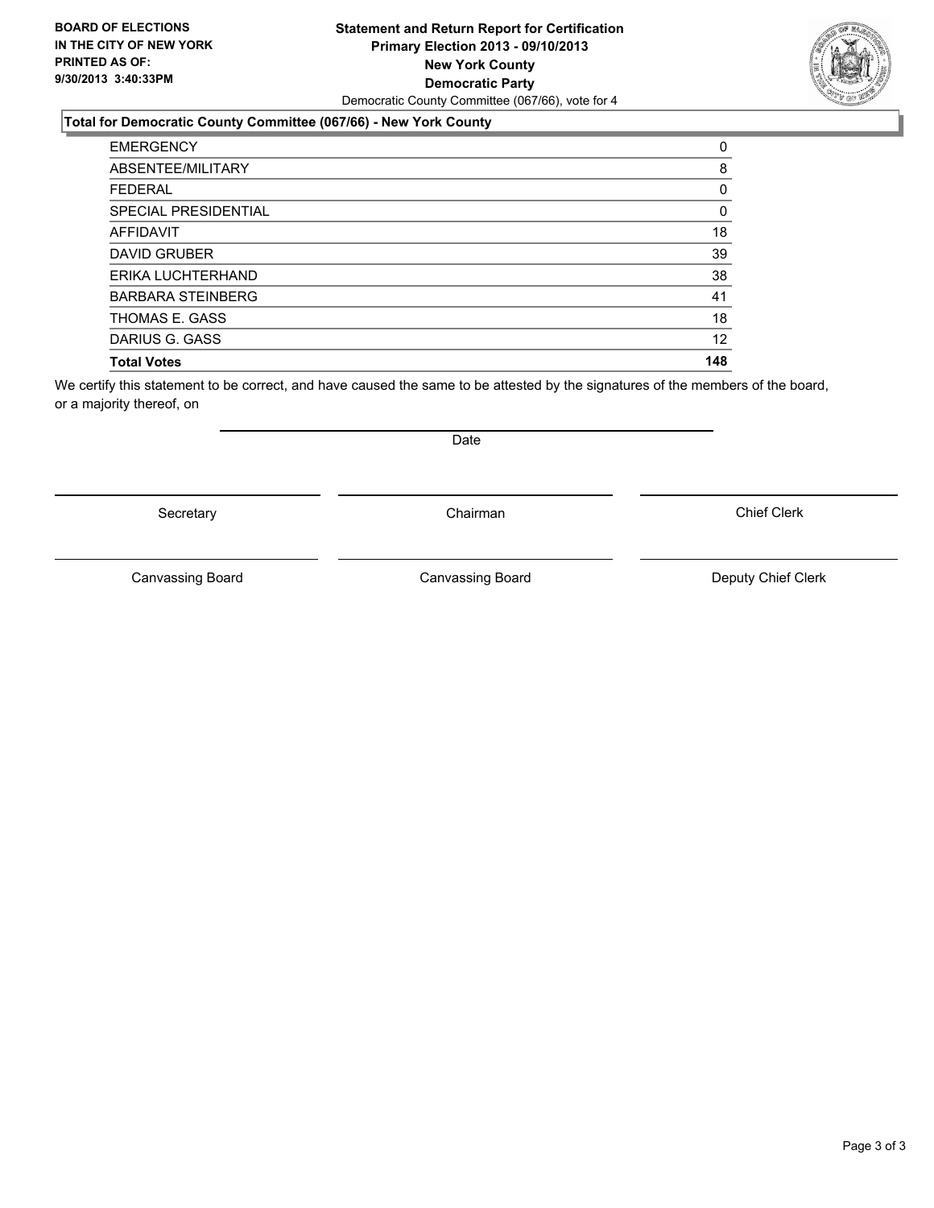**BOARD OF ELECTIONS IN THE CITY OF NEW YORK PRINTED AS OF: 9/30/2013 3:40:33PM**

**Statement and Return Report for Certification**
**Primary Election 2013 - 09/10/2013**
**New York County**
**Democratic Party**
Democratic County Committee (067/66), vote for 4

### Total for Democratic County Committee (067/66) - New York County

| | |
|---|---|
| EMERGENCY | 0 |
| ABSENTEE/MILITARY | 8 |
| FEDERAL | 0 |
| SPECIAL PRESIDENTIAL | 0 |
| AFFIDAVIT | 18 |
| DAVID GRUBER | 39 |
| ERIKA LUCHTERHAND | 38 |
| BARBARA STEINBERG | 41 |
| THOMAS E. GASS | 18 |
| DARIUS G. GASS | 12 |
| **Total Votes** | **148** |

We certify this statement to be correct, and have caused the same to be attested by the signatures of the members of the board, or a majority thereof, on

Date

Secretary | Chairman | Chief Clerk

Canvassing Board | Canvassing Board | Deputy Chief Clerk